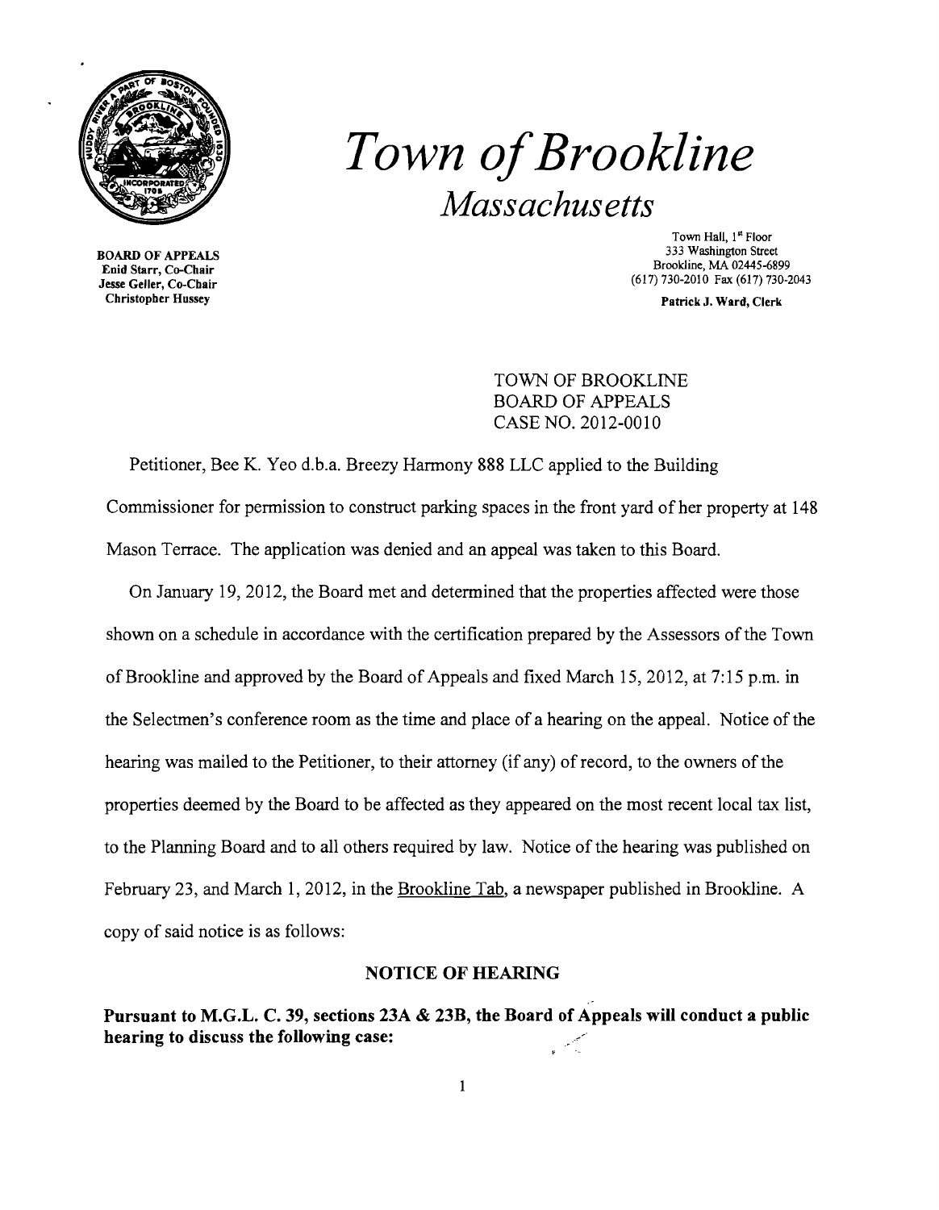# *Town of Brookline*

## *Massachusetts*

**BOARD OF APPEALS**
Enid Starr, Co-Chair
Jesse Geller, Co-Chair
Christopher Hussey

Town Hall, 1st Floor
333 Washington Street
Brookline, MA 02445-6899
(617) 730-2010 Fax (617) 730-2043

**Patrick J. Ward, Clerk**

TOWN OF BROOKLINE
BOARD OF APPEALS
CASE NO. 2012-0010

Petitioner, Bee K. Yeo d.b.a. Breezy Harmony 888 LLC applied to the Building Commissioner for permission to construct parking spaces in the front yard of her property at 148 Mason Terrace. The application was denied and an appeal was taken to this Board.

On January 19, 2012, the Board met and determined that the properties affected were those shown on a schedule in accordance with the certification prepared by the Assessors of the Town of Brookline and approved by the Board of Appeals and fixed March 15, 2012, at 7:15 p.m. in the Selectmen's conference room as the time and place of a hearing on the appeal. Notice of the hearing was mailed to the Petitioner, to their attorney (if any) of record, to the owners of the properties deemed by the Board to be affected as they appeared on the most recent local tax list, to the Planning Board and to all others required by law. Notice of the hearing was published on February 23, and March 1, 2012, in the Brookline Tab, a newspaper published in Brookline. A copy of said notice is as follows:

**NOTICE OF HEARING**

**Pursuant to M.G.L. C. 39, sections 23A & 23B, the Board of Appeals will conduct a public hearing to discuss the following case:**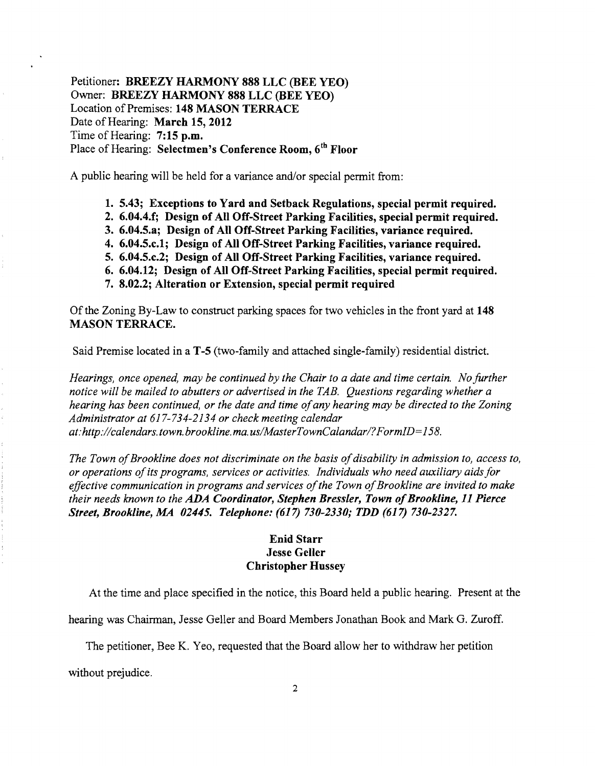Petitioner: **BREEZY HARMONY 888 LLC (BEE YEO)**
Owner: **BREEZY HARMONY 888 LLC (BEE YEO)**
Location of Premises: **148 MASON TERRACE**
Date of Hearing: **March 15, 2012**
Time of Hearing: **7:15 p.m.**
Place of Hearing: **Selectmen's Conference Room, 6th Floor**

A public hearing will be held for a variance and/or special permit from:

1. **5.43; Exceptions to Yard and Setback Regulations, special permit required.**
2. **6.04.4.f; Design of All Off-Street Parking Facilities, special permit required.**
3. **6.04.5.a; Design of All Off-Street Parking Facilities, variance required.**
4. **6.04.5.c.1; Design of All Off-Street Parking Facilities, variance required.**
5. **6.04.5.c.2; Design of All Off-Street Parking Facilities, variance required.**
6. **6.04.12; Design of All Off-Street Parking Facilities, special permit required.**
7. **8.02.2; Alteration or Extension, special permit required**

Of the Zoning By-Law to construct parking spaces for two vehicles in the front yard at **148 MASON TERRACE.**

Said Premise located in a **T-5** (two-family and attached single-family) residential district.

*Hearings, once opened, may be continued by the Chair to a date and time certain. No further notice will be mailed to abutters or advertised in the TAB. Questions regarding whether a hearing has been continued, or the date and time of any hearing may be directed to the Zoning Administrator at 617-734-2134 or check meeting calendar at:http://calendars.town.brookline.ma.us/MasterTownCalandar/?FormID=158.*

*The Town of Brookline does not discriminate on the basis of disability in admission to, access to, or operations of its programs, services or activities. Individuals who need auxiliary aids for effective communication in programs and services of the Town of Brookline are invited to make their needs known to the* ***ADA Coordinator, Stephen Bressler, Town of Brookline, 11 Pierce Street, Brookline, MA 02445. Telephone: (617) 730-2330; TDD (617) 730-2327.***

**Enid Starr**
**Jesse Geller**
**Christopher Hussey**

At the time and place specified in the notice, this Board held a public hearing. Present at the hearing was Chairman, Jesse Geller and Board Members Jonathan Book and Mark G. Zuroff.

The petitioner, Bee K. Yeo, requested that the Board allow her to withdraw her petition without prejudice.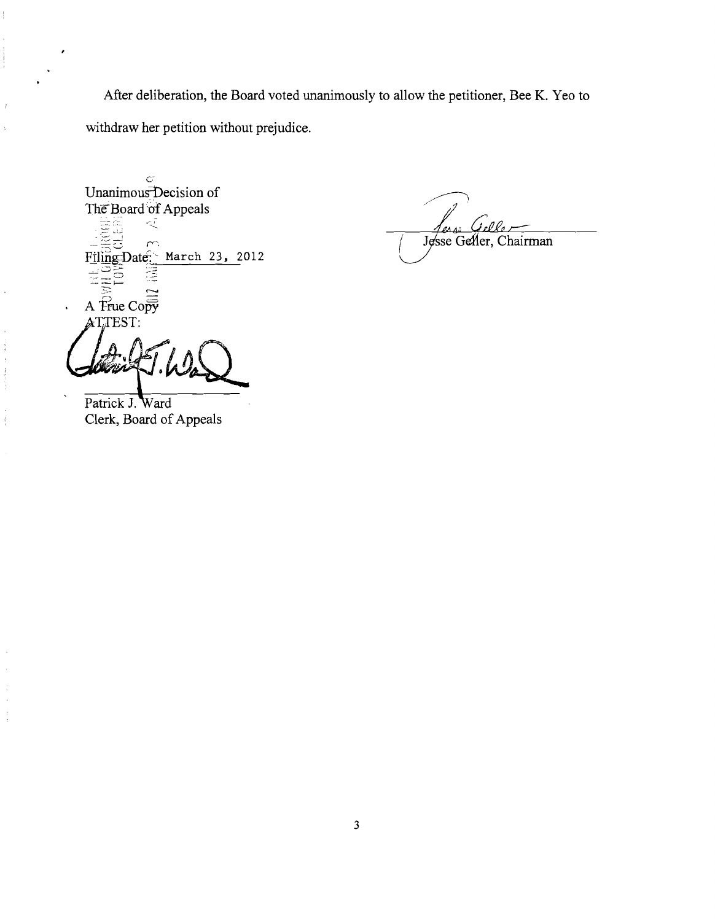After deliberation, the Board voted unanimously to allow the petitioner, Bee K. Yeo to withdraw her petition without prejudice.

Unanimous Decision of
The Board of Appeals

Jesse Geller, Chairman

Filing Date: March 23, 2012

A True Copy
ATTEST:

Patrick J. Ward
Clerk, Board of Appeals